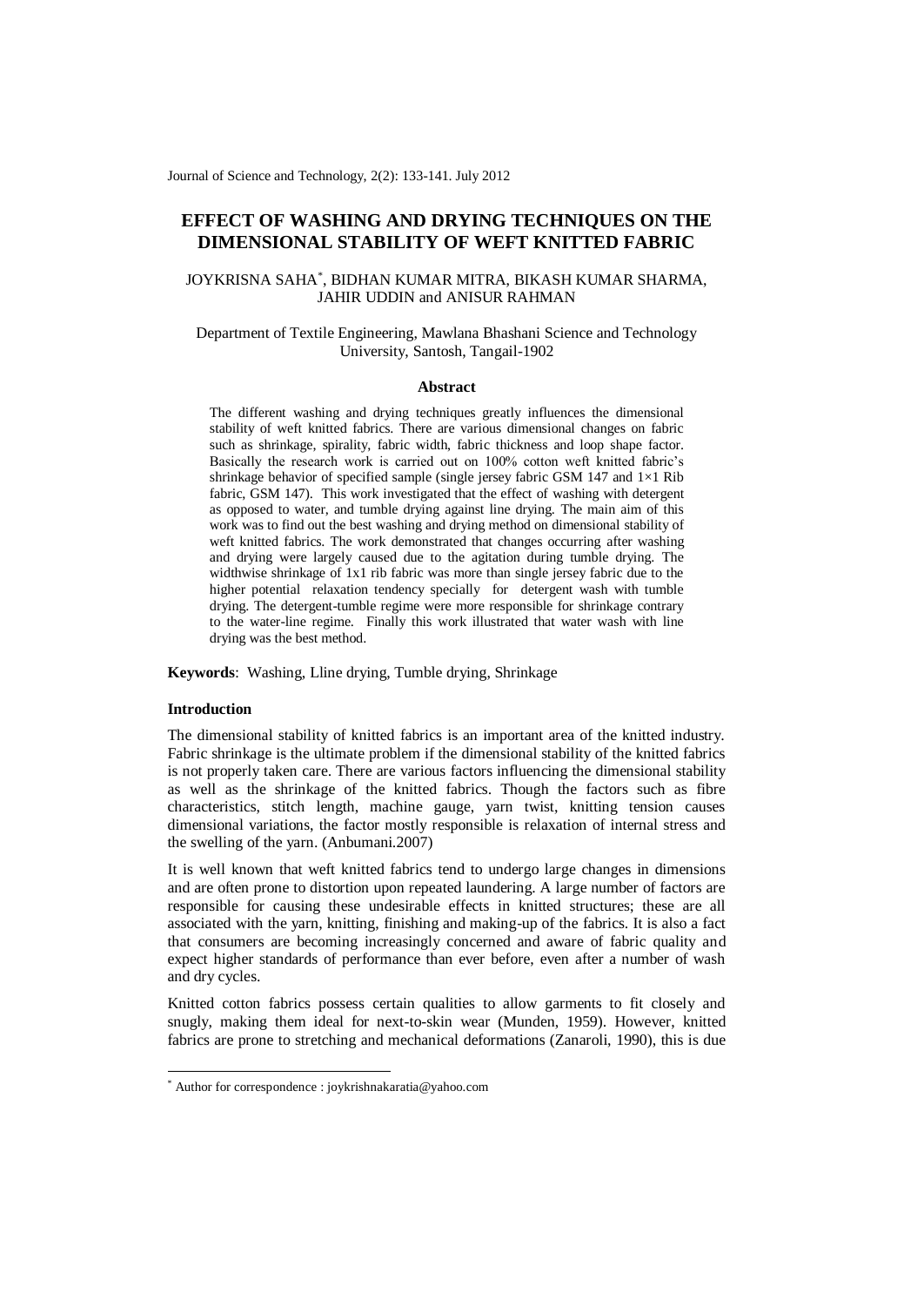# EFFECT OF WASHING AND DRYING TECHNIQUES ON THE DIMENSIONAL STABILITY OF WEFT KNITTED FABRIC

JOYKRISNA SAHA[*], BIDHAN KUMAR MITRA, BIKASH KUMAR SHARMA, JAHIR UDDIN and ANISUR RAHMAN

Department of Textile Engineering, Mawlana Bhashani Science and Technology University, Santosh, Tangail-1902

### Abstract

The different washing and drying techniques greatly influences the dimensional stability of weft knitted fabrics. There are various dimensional changes on fabric such as shrinkage, spirality, fabric width, fabric thickness and loop shape factor. Basically the research work is carried out on 100% cotton weft knitted fabric's shrinkage behavior of specified sample (single jersey fabric GSM 147 and 1×1 Rib fabric, GSM 147). This work investigated that the effect of washing with detergent as opposed to water, and tumble drying against line drying. The main aim of this work was to find out the best washing and drying method on dimensional stability of weft knitted fabrics. The work demonstrated that changes occurring after washing and drying were largely caused due to the agitation during tumble drying. The widthwise shrinkage of 1x1 rib fabric was more than single jersey fabric due to the higher potential relaxation tendency specially for detergent wash with tumble drying. The detergent-tumble regime were more responsible for shrinkage contrary to the water-line regime. Finally this work illustrated that water wash with line drying was the best method.

**Keywords**: Washing, Lline drying, Tumble drying, Shrinkage

### Introduction

The dimensional stability of knitted fabrics is an important area of the knitted industry. Fabric shrinkage is the ultimate problem if the dimensional stability of the knitted fabrics is not properly taken care. There are various factors influencing the dimensional stability as well as the shrinkage of the knitted fabrics. Though the factors such as fibre characteristics, stitch length, machine gauge, yarn twist, knitting tension causes dimensional variations, the factor mostly responsible is relaxation of internal stress and the swelling of the yarn. (Anbumani.2007)

It is well known that weft knitted fabrics tend to undergo large changes in dimensions and are often prone to distortion upon repeated laundering. A large number of factors are responsible for causing these undesirable effects in knitted structures; these are all associated with the yarn, knitting, finishing and making-up of the fabrics. It is also a fact that consumers are becoming increasingly concerned and aware of fabric quality and expect higher standards of performance than ever before, even after a number of wash and dry cycles.

Knitted cotton fabrics possess certain qualities to allow garments to fit closely and snugly, making them ideal for next-to-skin wear (Munden, 1959). However, knitted fabrics are prone to stretching and mechanical deformations (Zanaroli, 1990), this is due

[*] Author for correspondence : joykrishnakaratia@yahoo.com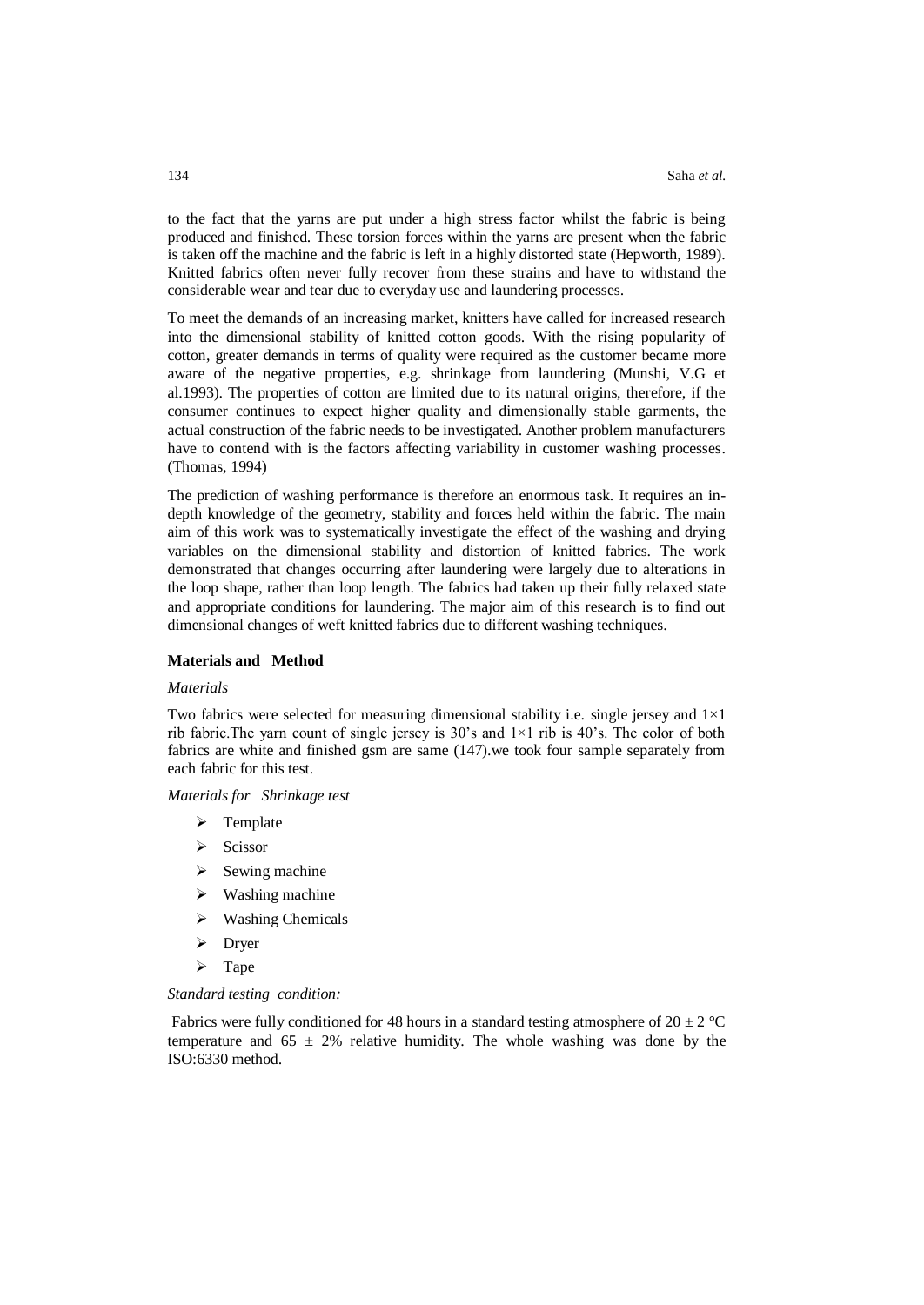to the fact that the yarns are put under a high stress factor whilst the fabric is being produced and finished. These torsion forces within the yarns are present when the fabric is taken off the machine and the fabric is left in a highly distorted state (Hepworth, 1989). Knitted fabrics often never fully recover from these strains and have to withstand the considerable wear and tear due to everyday use and laundering processes.

To meet the demands of an increasing market, knitters have called for increased research into the dimensional stability of knitted cotton goods. With the rising popularity of cotton, greater demands in terms of quality were required as the customer became more aware of the negative properties, e.g. shrinkage from laundering (Munshi, V.G et al.1993). The properties of cotton are limited due to its natural origins, therefore, if the consumer continues to expect higher quality and dimensionally stable garments, the actual construction of the fabric needs to be investigated. Another problem manufacturers have to contend with is the factors affecting variability in customer washing processes. (Thomas, 1994)

The prediction of washing performance is therefore an enormous task. It requires an in-depth knowledge of the geometry, stability and forces held within the fabric. The main aim of this work was to systematically investigate the effect of the washing and drying variables on the dimensional stability and distortion of knitted fabrics. The work demonstrated that changes occurring after laundering were largely due to alterations in the loop shape, rather than loop length. The fabrics had taken up their fully relaxed state and appropriate conditions for laundering. The major aim of this research is to find out dimensional changes of weft knitted fabrics due to different washing techniques.

## Materials and Method

*Materials*

Two fabrics were selected for measuring dimensional stability i.e. single jersey and 1×1 rib fabric.The yarn count of single jersey is 30's and 1×1 rib is 40's. The color of both fabrics are white and finished gsm are same (147).we took four sample separately from each fabric for this test.

*Materials for Shrinkage test*

- Template
- Scissor
- Sewing machine
- Washing machine
- Washing Chemicals
- Dryer
- Tape

*Standard testing condition:*

Fabrics were fully conditioned for 48 hours in a standard testing atmosphere of 20 ± 2 °C temperature and 65 ± 2% relative humidity. The whole washing was done by the ISO:6330 method.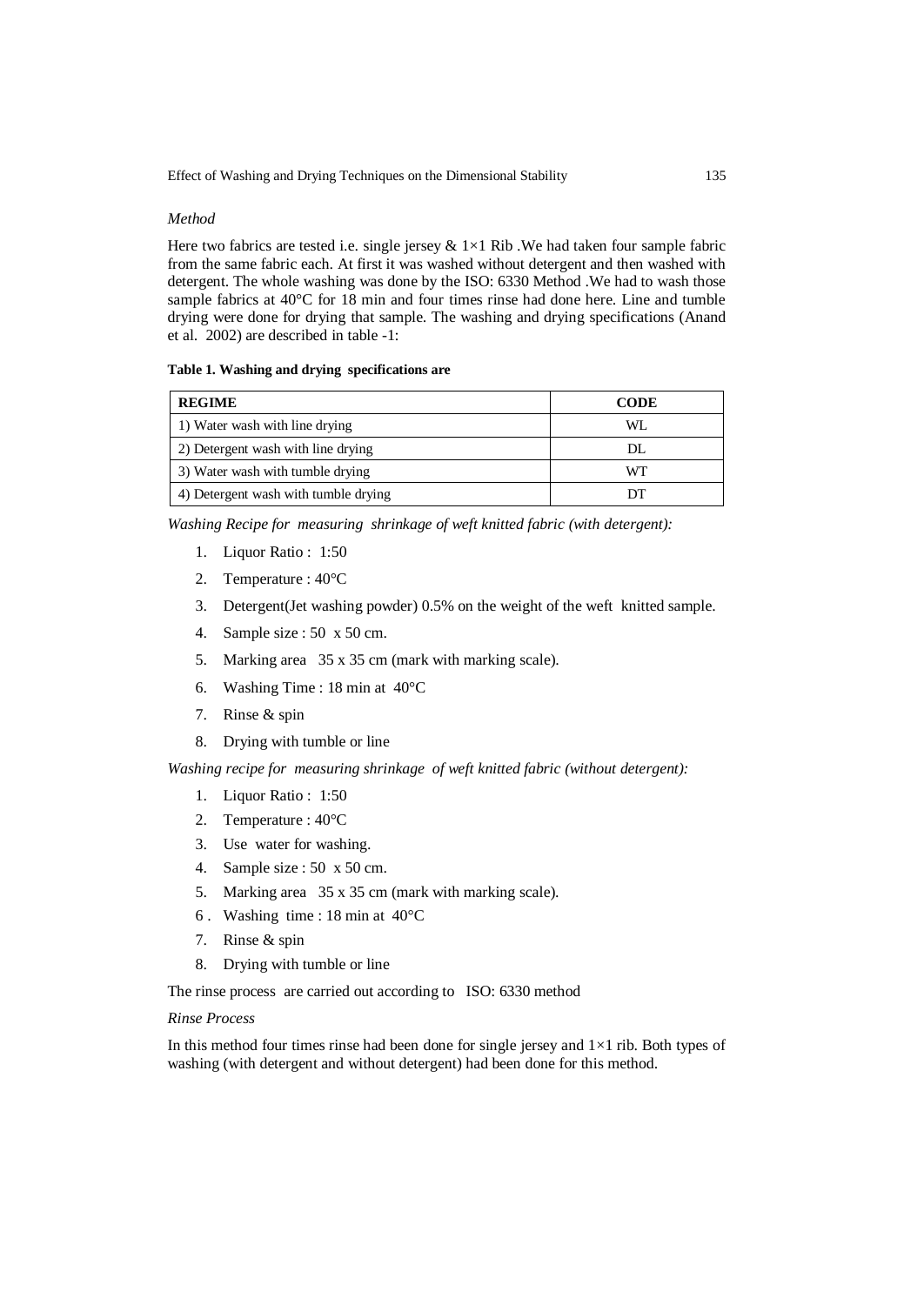*Method*

Here two fabrics are tested i.e. single jersey & 1×1 Rib .We had taken four sample fabric from the same fabric each. At first it was washed without detergent and then washed with detergent. The whole washing was done by the ISO: 6330 Method .We had to wash those sample fabrics at 40°C for 18 min and four times rinse had done here. Line and tumble drying were done for drying that sample. The washing and drying specifications (Anand et al. 2002) are described in table -1:

**Table 1. Washing and drying specifications are**

| REGIME | CODE |
|---|---|
| 1) Water wash with line drying | WL |
| 2) Detergent wash with line drying | DL |
| 3) Water wash with tumble drying | WT |
| 4) Detergent wash with tumble drying | DT |

*Washing Recipe for measuring shrinkage of weft knitted fabric (with detergent):*

1. Liquor Ratio : 1:50
2. Temperature : 40°C
3. Detergent(Jet washing powder) 0.5% on the weight of the weft knitted sample.
4. Sample size : 50 x 50 cm.
5. Marking area 35 x 35 cm (mark with marking scale).
6. Washing Time : 18 min at 40°C
7. Rinse & spin
8. Drying with tumble or line

*Washing recipe for measuring shrinkage of weft knitted fabric (without detergent):*

1. Liquor Ratio : 1:50
2. Temperature : 40°C
3. Use water for washing.
4. Sample size : 50 x 50 cm.
5. Marking area 35 x 35 cm (mark with marking scale).
6. Washing time : 18 min at 40°C
7. Rinse & spin
8. Drying with tumble or line

The rinse process are carried out according to ISO: 6330 method

*Rinse Process*

In this method four times rinse had been done for single jersey and 1×1 rib. Both types of washing (with detergent and without detergent) had been done for this method.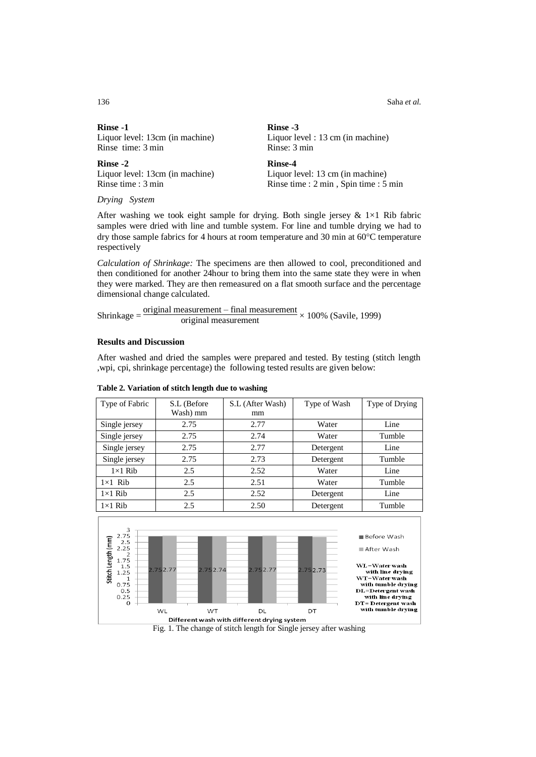**Rinse -1**
Liquor level: 13cm (in machine)
Rinse time: 3 min

**Rinse -2**
Liquor level: 13cm (in machine)
Rinse time : 3 min

**Rinse -3**
Liquor level : 13 cm (in machine)
Rinse: 3 min

**Rinse-4**
Liquor level: 13 cm (in machine)
Rinse time : 2 min , Spin time : 5 min

*Drying System*

After washing we took eight sample for drying. Both single jersey & 1×1 Rib fabric samples were dried with line and tumble system. For line and tumble drying we had to dry those sample fabrics for 4 hours at room temperature and 30 min at 60°C temperature respectively

*Calculation of Shrinkage:* The specimens are then allowed to cool, preconditioned and then conditioned for another 24hour to bring them into the same state they were in when they were marked. They are then remeasured on a flat smooth surface and the percentage dimensional change calculated.

$$\text{Shrinkage} = \frac{\text{original measurement} - \text{final measurement}}{\text{original measurement}} \times 100\% \text{ (Savile, 1999)}$$

**Results and Discussion**

After washed and dried the samples were prepared and tested. By testing (stitch length ,wpi, cpi, shrinkage percentage) the following tested results are given below:

**Table 2. Variation of stitch length due to washing**

| Type of Fabric | S.L (Before Wash) mm | S.L (After Wash) mm | Type of Wash | Type of Drying |
|---|---|---|---|---|
| Single jersey | 2.75 | 2.77 | Water | Line |
| Single jersey | 2.75 | 2.74 | Water | Tumble |
| Single jersey | 2.75 | 2.77 | Detergent | Line |
| Single jersey | 2.75 | 2.73 | Detergent | Tumble |
| 1×1 Rib | 2.5 | 2.52 | Water | Line |
| 1×1 Rib | 2.5 | 2.51 | Water | Tumble |
| 1×1 Rib | 2.5 | 2.52 | Detergent | Line |
| 1×1 Rib | 2.5 | 2.50 | Detergent | Tumble |

Fig. 1. The change of stitch length for Single jersey after washing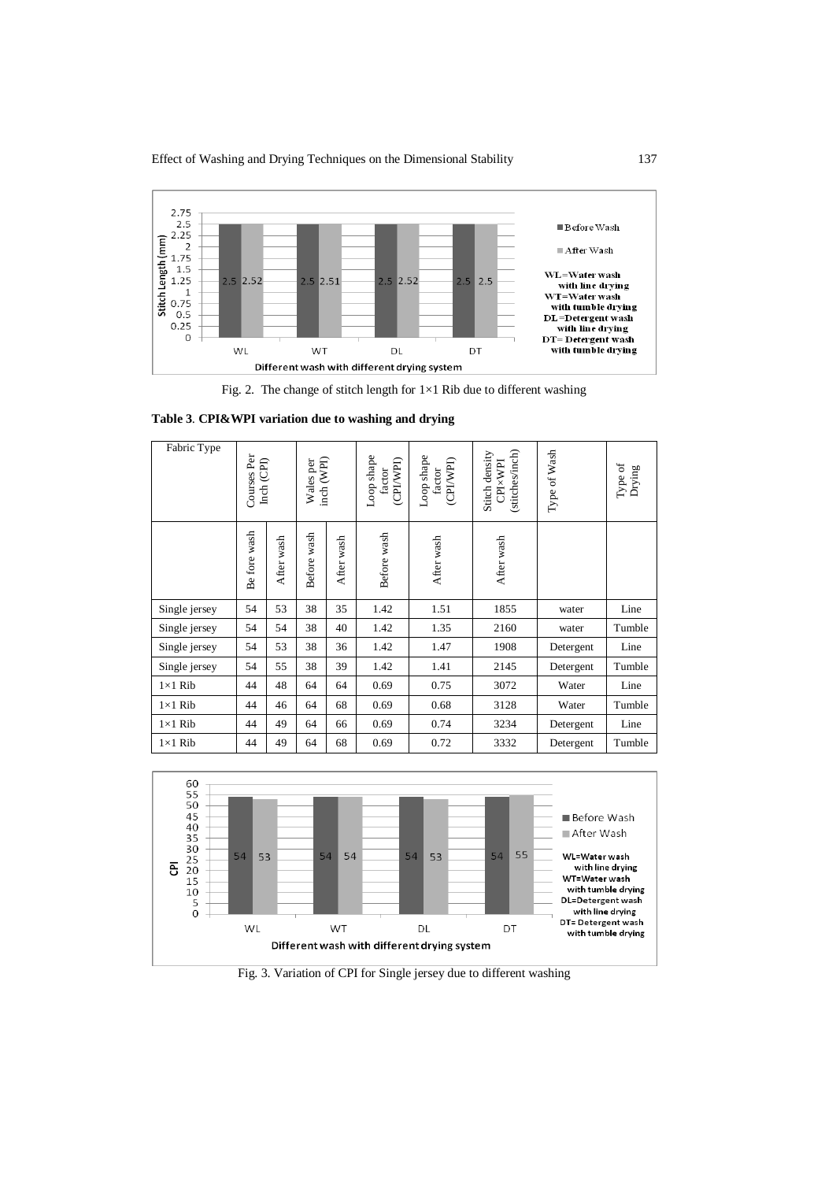Fig. 2. The change of stitch length for 1×1 Rib due to different washing

**Table 3**. **CPI&WPI variation due to washing and drying**

| Fabric Type | Courses Per Inch (CPI) | | Wales per inch (WPI) | | Loop shape factor (CPI/WPI) | Loop shape factor (CPI/WPI) | Stitch density CPI×WPI (stitches/inch) | Type of Wash | Type of Drying |
|---|---|---|---|---|---|---|---|---|---|
| | Be fore wash | After wash | Before wash | After wash | Before wash | After wash | After wash | | |
| Single jersey | 54 | 53 | 38 | 35 | 1.42 | 1.51 | 1855 | water | Line |
| Single jersey | 54 | 54 | 38 | 40 | 1.42 | 1.35 | 2160 | water | Tumble |
| Single jersey | 54 | 53 | 38 | 36 | 1.42 | 1.47 | 1908 | Detergent | Line |
| Single jersey | 54 | 55 | 38 | 39 | 1.42 | 1.41 | 2145 | Detergent | Tumble |
| 1×1 Rib | 44 | 48 | 64 | 64 | 0.69 | 0.75 | 3072 | Water | Line |
| 1×1 Rib | 44 | 46 | 64 | 68 | 0.69 | 0.68 | 3128 | Water | Tumble |
| 1×1 Rib | 44 | 49 | 64 | 66 | 0.69 | 0.74 | 3234 | Detergent | Line |
| 1×1 Rib | 44 | 49 | 64 | 68 | 0.69 | 0.72 | 3332 | Detergent | Tumble |

Fig. 3. Variation of CPI for Single jersey due to different washing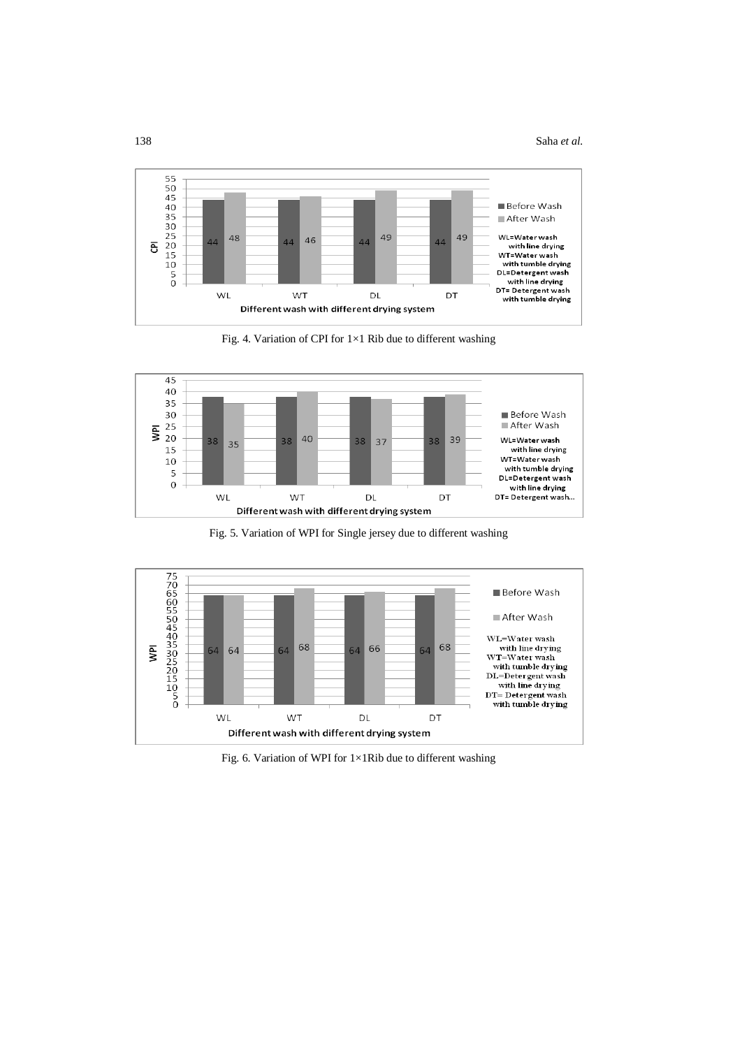Fig. 4. Variation of CPI for 1×1 Rib due to different washing

Fig. 5. Variation of WPI for Single jersey due to different washing

Fig. 6. Variation of WPI for 1×1Rib due to different washing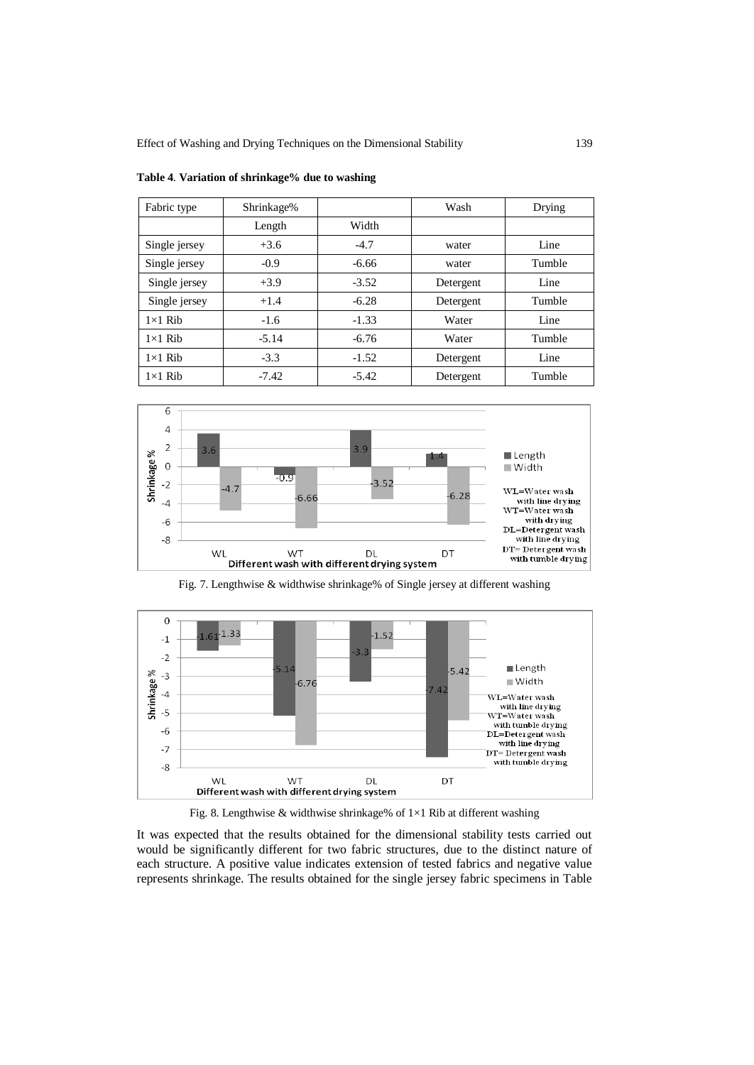**Table 4**. **Variation of shrinkage% due to washing**

| Fabric type | Shrinkage% | | Wash | Drying |
|---|---|---|---|---|
| | Length | Width | | |
| Single jersey | +3.6 | -4.7 | water | Line |
| Single jersey | -0.9 | -6.66 | water | Tumble |
| Single jersey | +3.9 | -3.52 | Detergent | Line |
| Single jersey | +1.4 | -6.28 | Detergent | Tumble |
| 1×1 Rib | -1.6 | -1.33 | Water | Line |
| 1×1 Rib | -5.14 | -6.76 | Water | Tumble |
| 1×1 Rib | -3.3 | -1.52 | Detergent | Line |
| 1×1 Rib | -7.42 | -5.42 | Detergent | Tumble |

Fig. 7. Lengthwise & widthwise shrinkage% of Single jersey at different washing

Fig. 8. Lengthwise & widthwise shrinkage% of 1×1 Rib at different washing

It was expected that the results obtained for the dimensional stability tests carried out would be significantly different for two fabric structures, due to the distinct nature of each structure. A positive value indicates extension of tested fabrics and negative value represents shrinkage. The results obtained for the single jersey fabric specimens in Table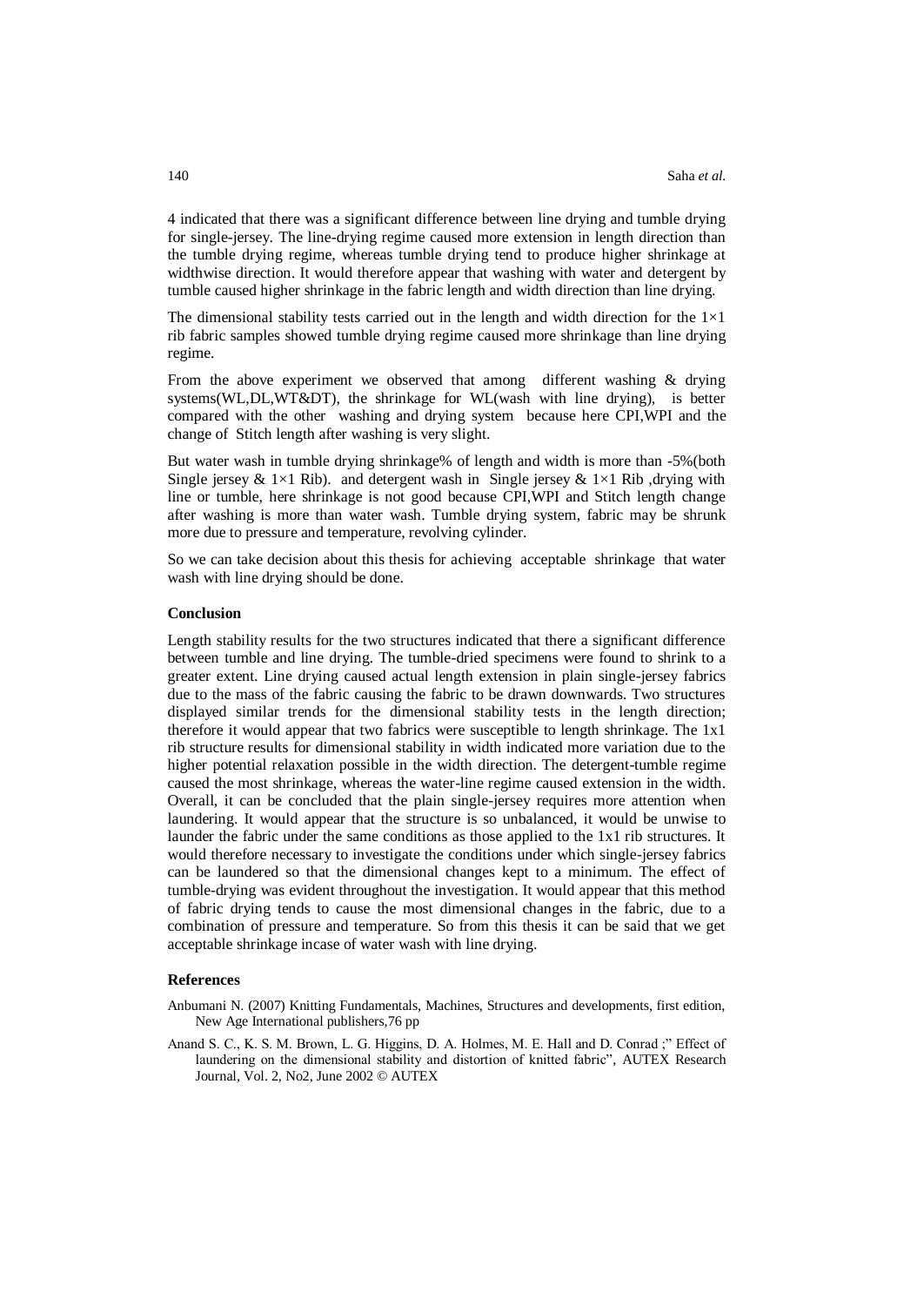4 indicated that there was a significant difference between line drying and tumble drying for single-jersey. The line-drying regime caused more extension in length direction than the tumble drying regime, whereas tumble drying tend to produce higher shrinkage at widthwise direction. It would therefore appear that washing with water and detergent by tumble caused higher shrinkage in the fabric length and width direction than line drying.

The dimensional stability tests carried out in the length and width direction for the 1×1 rib fabric samples showed tumble drying regime caused more shrinkage than line drying regime.

From the above experiment we observed that among different washing & drying systems(WL,DL,WT&DT), the shrinkage for WL(wash with line drying), is better compared with the other washing and drying system because here CPI,WPI and the change of Stitch length after washing is very slight.

But water wash in tumble drying shrinkage% of length and width is more than -5%(both Single jersey & 1×1 Rib). and detergent wash in Single jersey & 1×1 Rib ,drying with line or tumble, here shrinkage is not good because CPI,WPI and Stitch length change after washing is more than water wash. Tumble drying system, fabric may be shrunk more due to pressure and temperature, revolving cylinder.

So we can take decision about this thesis for achieving acceptable shrinkage that water wash with line drying should be done.

## Conclusion

Length stability results for the two structures indicated that there a significant difference between tumble and line drying. The tumble-dried specimens were found to shrink to a greater extent. Line drying caused actual length extension in plain single-jersey fabrics due to the mass of the fabric causing the fabric to be drawn downwards. Two structures displayed similar trends for the dimensional stability tests in the length direction; therefore it would appear that two fabrics were susceptible to length shrinkage. The 1x1 rib structure results for dimensional stability in width indicated more variation due to the higher potential relaxation possible in the width direction. The detergent-tumble regime caused the most shrinkage, whereas the water-line regime caused extension in the width. Overall, it can be concluded that the plain single-jersey requires more attention when laundering. It would appear that the structure is so unbalanced, it would be unwise to launder the fabric under the same conditions as those applied to the 1x1 rib structures. It would therefore necessary to investigate the conditions under which single-jersey fabrics can be laundered so that the dimensional changes kept to a minimum. The effect of tumble-drying was evident throughout the investigation. It would appear that this method of fabric drying tends to cause the most dimensional changes in the fabric, due to a combination of pressure and temperature. So from this thesis it can be said that we get acceptable shrinkage incase of water wash with line drying.

## References

Anbumani N. (2007) Knitting Fundamentals, Machines, Structures and developments, first edition, New Age International publishers,76 pp

Anand S. C., K. S. M. Brown, L. G. Higgins, D. A. Holmes, M. E. Hall and D. Conrad ;" Effect of laundering on the dimensional stability and distortion of knitted fabric", AUTEX Research Journal, Vol. 2, No2, June 2002 © AUTEX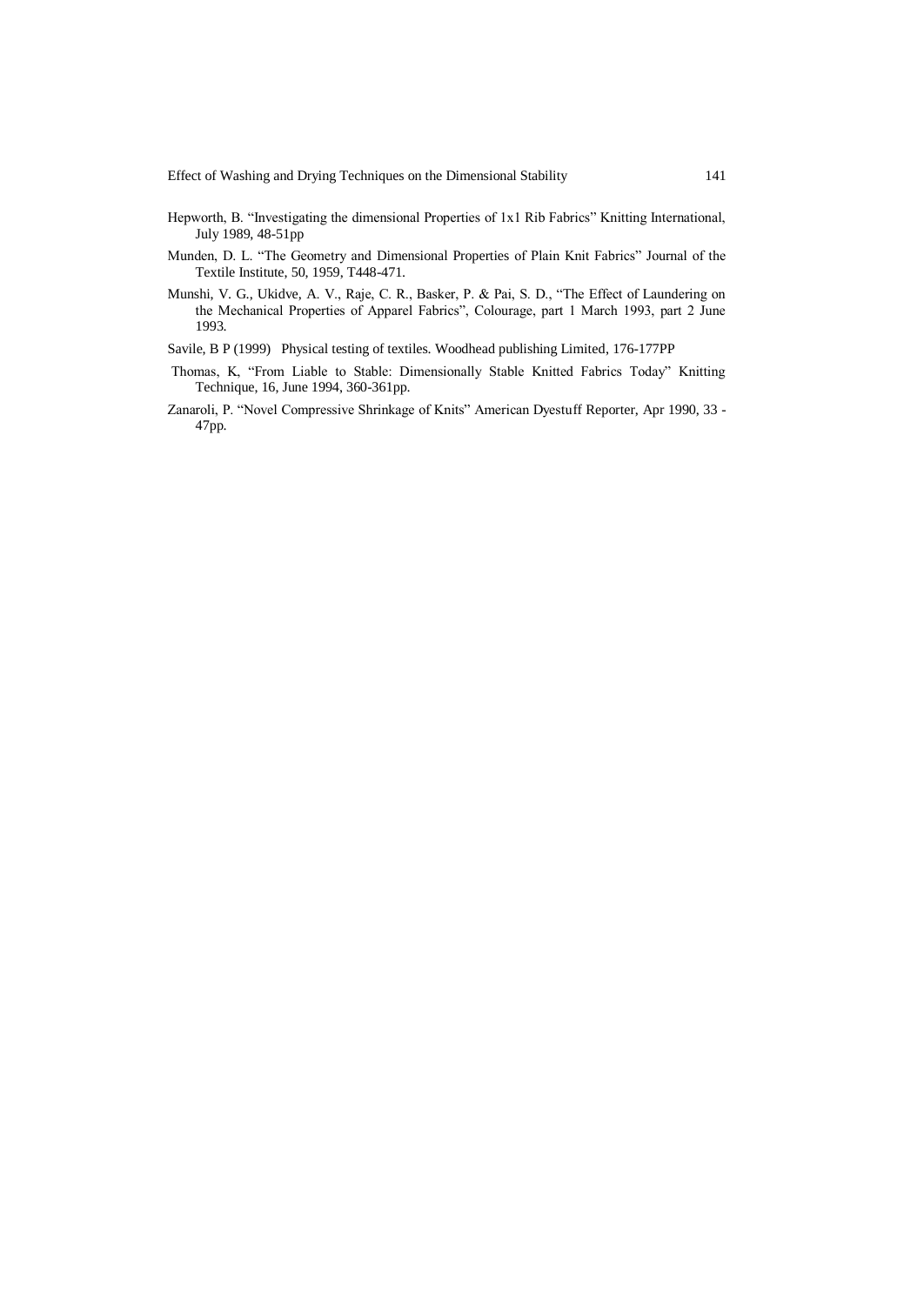Hepworth, B. "Investigating the dimensional Properties of 1x1 Rib Fabrics" Knitting International, July 1989, 48-51pp

Munden, D. L. "The Geometry and Dimensional Properties of Plain Knit Fabrics" Journal of the Textile Institute, 50, 1959, T448-471.

Munshi, V. G., Ukidve, A. V., Raje, C. R., Basker, P. & Pai, S. D., "The Effect of Laundering on the Mechanical Properties of Apparel Fabrics", Colourage, part 1 March 1993, part 2 June 1993.

Savile, B P (1999) Physical testing of textiles. Woodhead publishing Limited, 176-177PP

Thomas, K, "From Liable to Stable: Dimensionally Stable Knitted Fabrics Today" Knitting Technique, 16, June 1994, 360-361pp.

Zanaroli, P. "Novel Compressive Shrinkage of Knits" American Dyestuff Reporter, Apr 1990, 33 - 47pp.